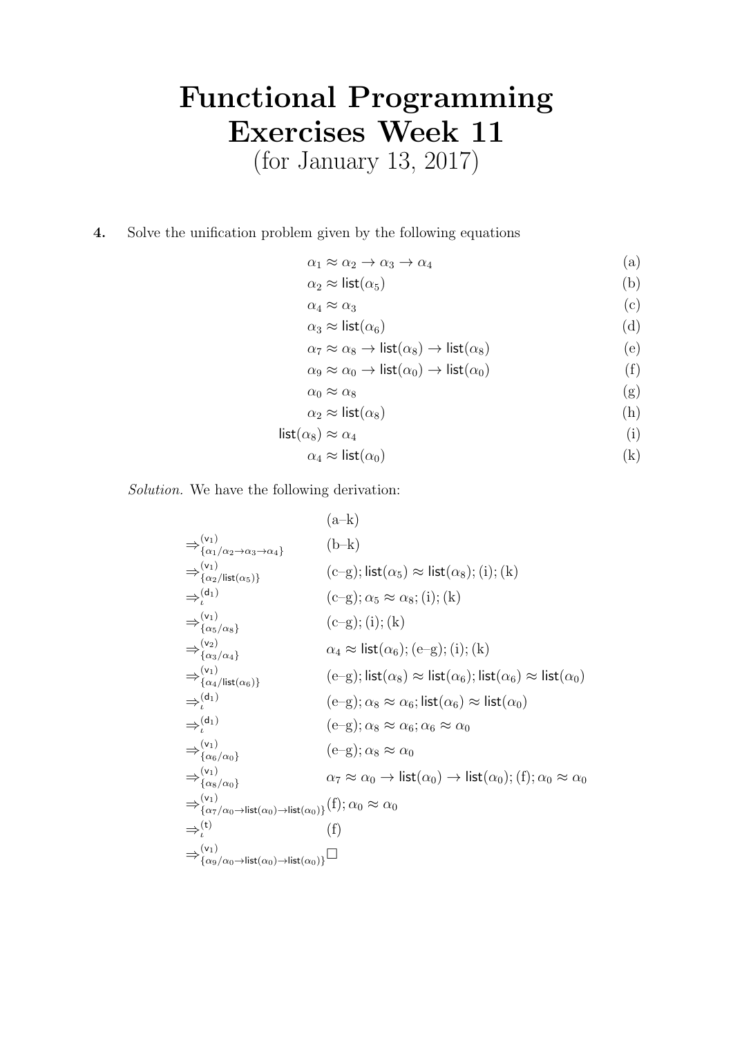# Functional Programming Exercises Week 11

(for January 13, 2017)

**4.** Solve the unification problem given by the following equations

$$
\begin{aligned}
\alpha_1 &\approx \alpha_2 \to \alpha_3 \to \alpha_4 && \text{(a)}\\
\alpha_2 &\approx \mathsf{list}(\alpha_5) && \text{(b)}\\
\alpha_4 &\approx \alpha_3 && \text{(c)}\\
\alpha_3 &\approx \mathsf{list}(\alpha_6) && \text{(d)}\\
\alpha_7 &\approx \alpha_8 \to \mathsf{list}(\alpha_8) \to \mathsf{list}(\alpha_8) && \text{(e)}\\
\alpha_9 &\approx \alpha_0 \to \mathsf{list}(\alpha_0) \to \mathsf{list}(\alpha_0) && \text{(f)}\\
\alpha_0 &\approx \alpha_8 && \text{(g)}\\
\alpha_2 &\approx \mathsf{list}(\alpha_8) && \text{(h)}\\
\mathsf{list}(\alpha_8) &\approx \alpha_4 && \text{(i)}\\
\alpha_4 &\approx \mathsf{list}(\alpha_0) && \text{(k)}
\end{aligned}
$$

*Solution.* We have the following derivation:

$$
\begin{aligned}
& && \text{(a–k)}\\
&\Rightarrow^{(\mathsf{v}_1)}_{\{\alpha_1/\alpha_2\to\alpha_3\to\alpha_4\}} && \text{(b–k)}\\
&\Rightarrow^{(\mathsf{v}_1)}_{\{\alpha_2/\mathsf{list}(\alpha_5)\}} && \text{(c–g)}; \mathsf{list}(\alpha_5) \approx \mathsf{list}(\alpha_8); \text{(i)}; \text{(k)}\\
&\Rightarrow^{(\mathsf{d}_1)}_{\iota} && \text{(c–g)}; \alpha_5 \approx \alpha_8; \text{(i)}; \text{(k)}\\
&\Rightarrow^{(\mathsf{v}_1)}_{\{\alpha_5/\alpha_8\}} && \text{(c–g)}; \text{(i)}; \text{(k)}\\
&\Rightarrow^{(\mathsf{v}_2)}_{\{\alpha_3/\alpha_4\}} && \alpha_4 \approx \mathsf{list}(\alpha_6); \text{(e–g)}; \text{(i)}; \text{(k)}\\
&\Rightarrow^{(\mathsf{v}_1)}_{\{\alpha_4/\mathsf{list}(\alpha_6)\}} && \text{(e–g)}; \mathsf{list}(\alpha_8) \approx \mathsf{list}(\alpha_6); \mathsf{list}(\alpha_6) \approx \mathsf{list}(\alpha_0)\\
&\Rightarrow^{(\mathsf{d}_1)}_{\iota} && \text{(e–g)}; \alpha_8 \approx \alpha_6; \mathsf{list}(\alpha_6) \approx \mathsf{list}(\alpha_0)\\
&\Rightarrow^{(\mathsf{d}_1)}_{\iota} && \text{(e–g)}; \alpha_8 \approx \alpha_6; \alpha_6 \approx \alpha_0\\
&\Rightarrow^{(\mathsf{v}_1)}_{\{\alpha_6/\alpha_0\}} && \text{(e–g)}; \alpha_8 \approx \alpha_0\\
&\Rightarrow^{(\mathsf{v}_1)}_{\{\alpha_8/\alpha_0\}} && \alpha_7 \approx \alpha_0 \to \mathsf{list}(\alpha_0) \to \mathsf{list}(\alpha_0); \text{(f)}; \alpha_0 \approx \alpha_0\\
&\Rightarrow^{(\mathsf{v}_1)}_{\{\alpha_7/\alpha_0\to\mathsf{list}(\alpha_0)\to\mathsf{list}(\alpha_0)\}} && \text{(f)}; \alpha_0 \approx \alpha_0\\
&\Rightarrow^{(\mathsf{t})}_{\iota} && \text{(f)}\\
&\Rightarrow^{(\mathsf{v}_1)}_{\{\alpha_9/\alpha_0\to\mathsf{list}(\alpha_0)\to\mathsf{list}(\alpha_0)\}} && \Box
\end{aligned}
$$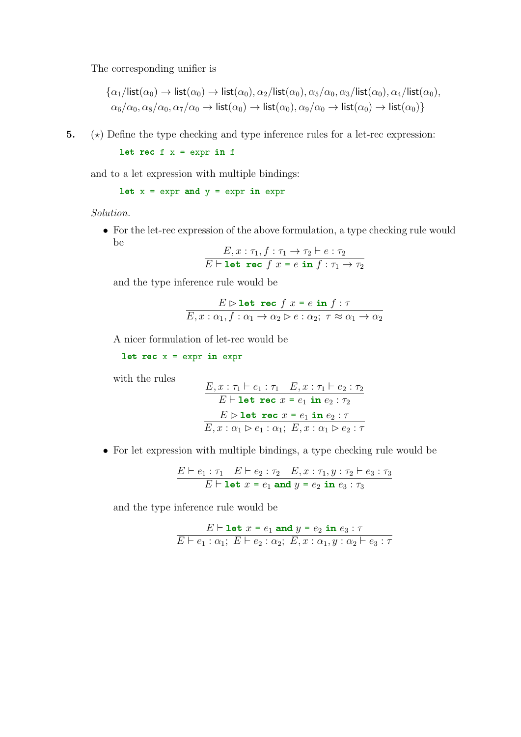The corresponding unifier is

$$\{\alpha_1/\mathsf{list}(\alpha_0) \to \mathsf{list}(\alpha_0) \to \mathsf{list}(\alpha_0), \alpha_2/\mathsf{list}(\alpha_0), \alpha_5/\alpha_0, \alpha_3/\mathsf{list}(\alpha_0), \alpha_4/\mathsf{list}(\alpha_0), \alpha_6/\alpha_0, \alpha_8/\alpha_0, \alpha_7/\alpha_0 \to \mathsf{list}(\alpha_0) \to \mathsf{list}(\alpha_0), \alpha_9/\alpha_0 \to \mathsf{list}(\alpha_0) \to \mathsf{list}(\alpha_0)\}$$

**5.** ($\star$) Define the type checking and type inference rules for a let-rec expression:

```
let rec f x = expr in f
```

and to a let expression with multiple bindings:

```
let x = expr and y = expr in expr
```

*Solution.*

- For the let-rec expression of the above formulation, a type checking rule would be

$$\frac{E, x : \tau_1, f : \tau_1 \to \tau_2 \vdash e : \tau_2}{E \vdash \texttt{let rec } f\ x \texttt{ = } e \texttt{ in } f : \tau_1 \to \tau_2}$$

  and the type inference rule would be

$$\frac{E \rhd \texttt{let rec } f\ x \texttt{ = } e \texttt{ in } f : \tau}{E, x : \alpha_1, f : \alpha_1 \to \alpha_2 \rhd e : \alpha_2;\ \tau \approx \alpha_1 \to \alpha_2}$$

  A nicer formulation of let-rec would be

```
let rec x = expr in expr
```

  with the rules

$$\frac{E, x : \tau_1 \vdash e_1 : \tau_1 \quad E, x : \tau_1 \vdash e_2 : \tau_2}{E \vdash \texttt{let rec } x \texttt{ = } e_1 \texttt{ in } e_2 : \tau_2}$$

$$\frac{E \rhd \texttt{let rec } x \texttt{ = } e_1 \texttt{ in } e_2 : \tau}{E, x : \alpha_1 \rhd e_1 : \alpha_1;\ E, x : \alpha_1 \rhd e_2 : \tau}$$

- For let expression with multiple bindings, a type checking rule would be

$$\frac{E \vdash e_1 : \tau_1 \quad E \vdash e_2 : \tau_2 \quad E, x : \tau_1, y : \tau_2 \vdash e_3 : \tau_3}{E \vdash \texttt{let } x \texttt{ = } e_1 \texttt{ and } y \texttt{ = } e_2 \texttt{ in } e_3 : \tau_3}$$

  and the type inference rule would be

$$\frac{E \vdash \texttt{let } x \texttt{ = } e_1 \texttt{ and } y \texttt{ = } e_2 \texttt{ in } e_3 : \tau}{E \vdash e_1 : \alpha_1;\ E \vdash e_2 : \alpha_2;\ E, x : \alpha_1, y : \alpha_2 \vdash e_3 : \tau}$$